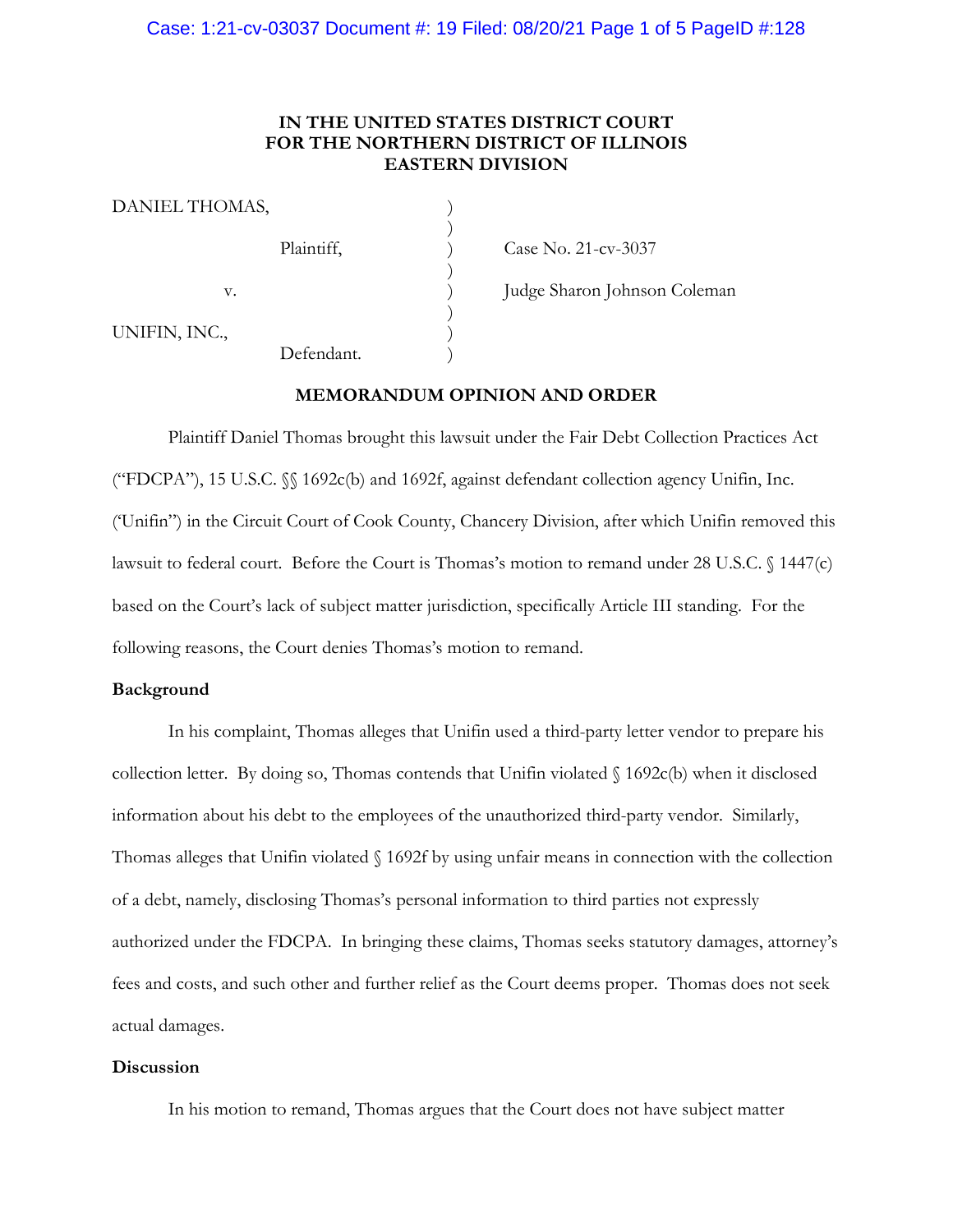# IN THE UNITED STATES DISTRICT COURT FOR THE NORTHERN DISTRICT OF ILLINOIS EASTERN DIVISION

| | | |
|---|---|---|
| DANIEL THOMAS, | ) | |
| | ) | |
| Plaintiff, | ) | Case No. 21-cv-3037 |
| | ) | |
| v. | ) | Judge Sharon Johnson Coleman |
| | ) | |
| UNIFIN, INC., | ) | |
| Defendant. | ) | |

## MEMORANDUM OPINION AND ORDER

Plaintiff Daniel Thomas brought this lawsuit under the Fair Debt Collection Practices Act ("FDCPA"), 15 U.S.C. §§ 1692c(b) and 1692f, against defendant collection agency Unifin, Inc. ('Unifin") in the Circuit Court of Cook County, Chancery Division, after which Unifin removed this lawsuit to federal court. Before the Court is Thomas's motion to remand under 28 U.S.C. § 1447(c) based on the Court's lack of subject matter jurisdiction, specifically Article III standing. For the following reasons, the Court denies Thomas's motion to remand.

**Background**

In his complaint, Thomas alleges that Unifin used a third-party letter vendor to prepare his collection letter. By doing so, Thomas contends that Unifin violated § 1692c(b) when it disclosed information about his debt to the employees of the unauthorized third-party vendor. Similarly, Thomas alleges that Unifin violated § 1692f by using unfair means in connection with the collection of a debt, namely, disclosing Thomas's personal information to third parties not expressly authorized under the FDCPA. In bringing these claims, Thomas seeks statutory damages, attorney's fees and costs, and such other and further relief as the Court deems proper. Thomas does not seek actual damages.

**Discussion**

In his motion to remand, Thomas argues that the Court does not have subject matter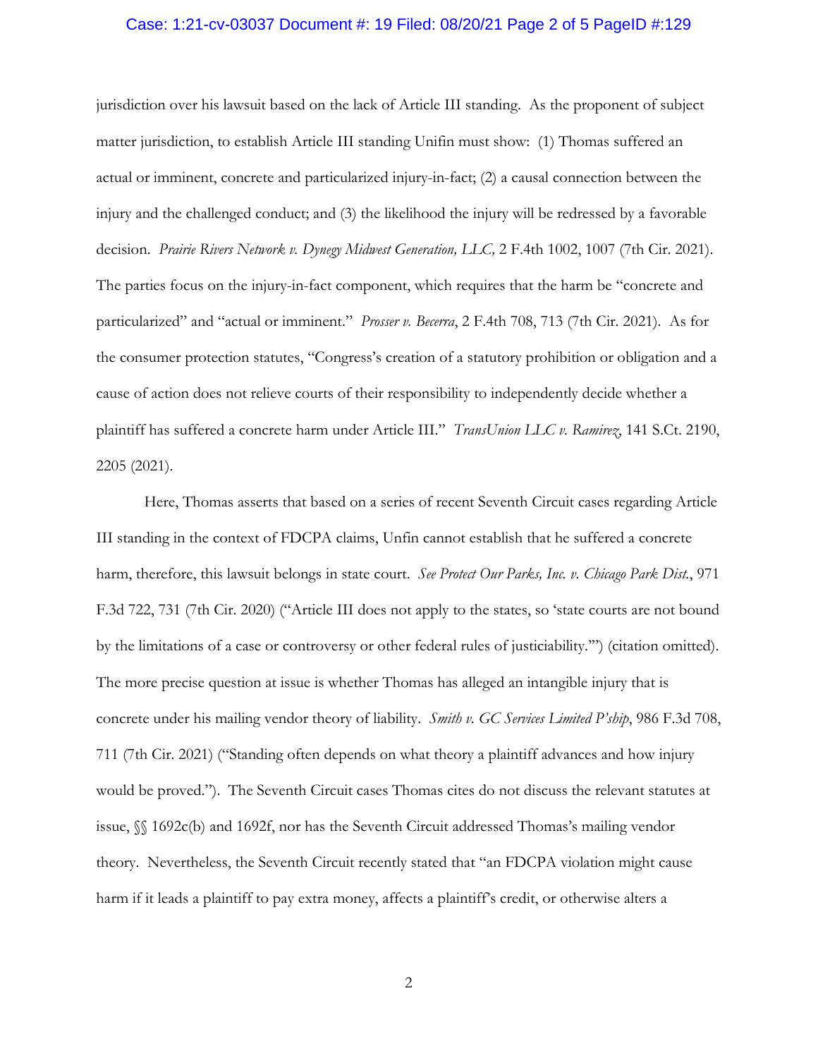jurisdiction over his lawsuit based on the lack of Article III standing. As the proponent of subject matter jurisdiction, to establish Article III standing Unifin must show: (1) Thomas suffered an actual or imminent, concrete and particularized injury-in-fact; (2) a causal connection between the injury and the challenged conduct; and (3) the likelihood the injury will be redressed by a favorable decision. *Prairie Rivers Network v. Dynegy Midwest Generation, LLC,* 2 F.4th 1002, 1007 (7th Cir. 2021). The parties focus on the injury-in-fact component, which requires that the harm be "concrete and particularized" and "actual or imminent." *Prosser v. Becerra*, 2 F.4th 708, 713 (7th Cir. 2021). As for the consumer protection statutes, "Congress's creation of a statutory prohibition or obligation and a cause of action does not relieve courts of their responsibility to independently decide whether a plaintiff has suffered a concrete harm under Article III." *TransUnion LLC v. Ramirez*, 141 S.Ct. 2190, 2205 (2021).

Here, Thomas asserts that based on a series of recent Seventh Circuit cases regarding Article III standing in the context of FDCPA claims, Unfin cannot establish that he suffered a concrete harm, therefore, this lawsuit belongs in state court. *See Protect Our Parks, Inc. v. Chicago Park Dist.*, 971 F.3d 722, 731 (7th Cir. 2020) ("Article III does not apply to the states, so 'state courts are not bound by the limitations of a case or controversy or other federal rules of justiciability.'") (citation omitted). The more precise question at issue is whether Thomas has alleged an intangible injury that is concrete under his mailing vendor theory of liability. *Smith v. GC Services Limited P'ship*, 986 F.3d 708, 711 (7th Cir. 2021) ("Standing often depends on what theory a plaintiff advances and how injury would be proved."). The Seventh Circuit cases Thomas cites do not discuss the relevant statutes at issue, §§ 1692c(b) and 1692f, nor has the Seventh Circuit addressed Thomas's mailing vendor theory. Nevertheless, the Seventh Circuit recently stated that "an FDCPA violation might cause harm if it leads a plaintiff to pay extra money, affects a plaintiff's credit, or otherwise alters a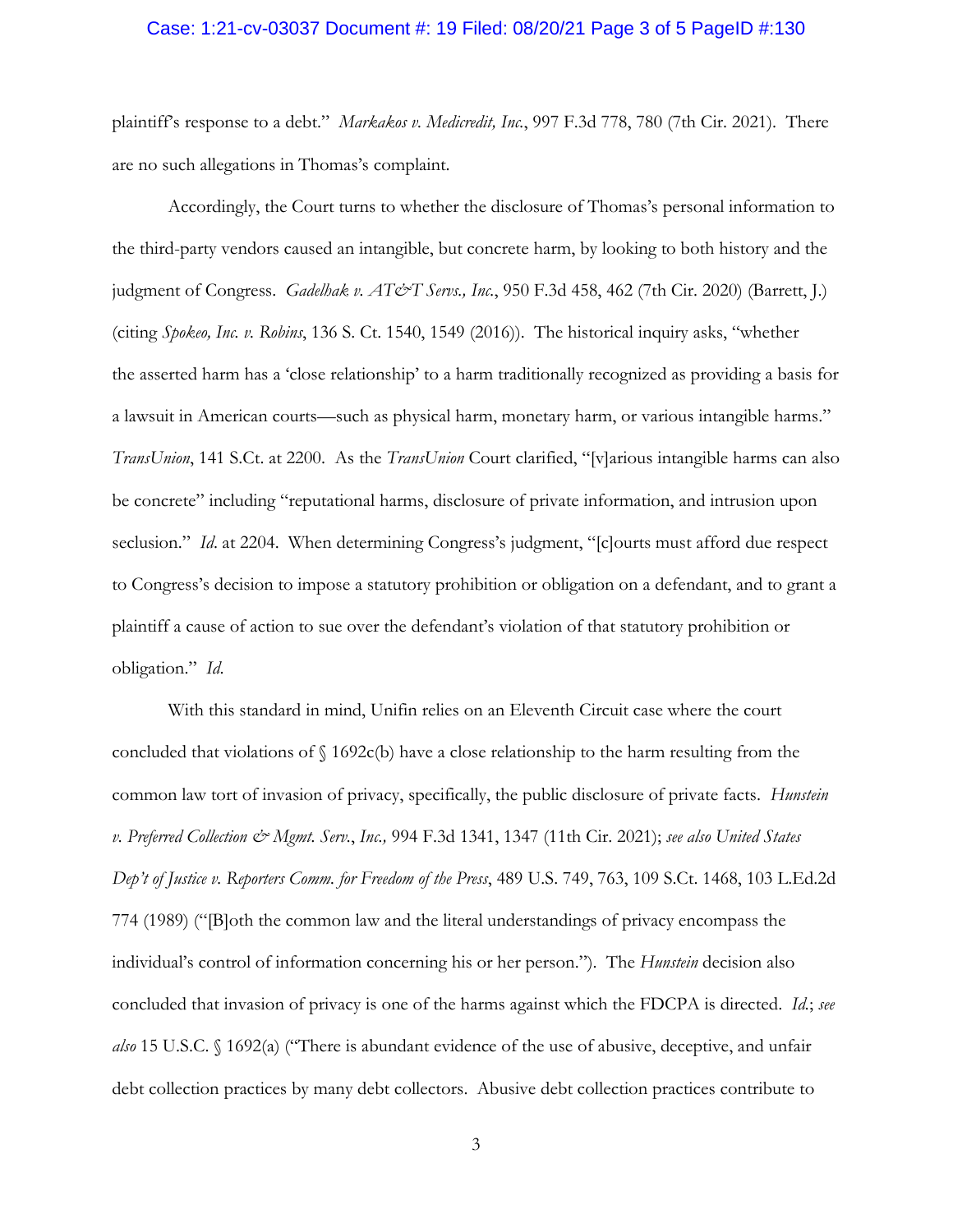plaintiff's response to a debt." *Markakos v. Medicredit, Inc.*, 997 F.3d 778, 780 (7th Cir. 2021). There are no such allegations in Thomas's complaint.

Accordingly, the Court turns to whether the disclosure of Thomas's personal information to the third-party vendors caused an intangible, but concrete harm, by looking to both history and the judgment of Congress. *Gadelhak v. AT&T Servs., Inc.*, 950 F.3d 458, 462 (7th Cir. 2020) (Barrett, J.) (citing *Spokeo, Inc. v. Robins*, 136 S. Ct. 1540, 1549 (2016)). The historical inquiry asks, "whether the asserted harm has a 'close relationship' to a harm traditionally recognized as providing a basis for a lawsuit in American courts—such as physical harm, monetary harm, or various intangible harms." *TransUnion*, 141 S.Ct. at 2200. As the *TransUnion* Court clarified, "[v]arious intangible harms can also be concrete" including "reputational harms, disclosure of private information, and intrusion upon seclusion." *Id*. at 2204. When determining Congress's judgment, "[c]ourts must afford due respect to Congress's decision to impose a statutory prohibition or obligation on a defendant, and to grant a plaintiff a cause of action to sue over the defendant's violation of that statutory prohibition or obligation." *Id.*

With this standard in mind, Unifin relies on an Eleventh Circuit case where the court concluded that violations of § 1692c(b) have a close relationship to the harm resulting from the common law tort of invasion of privacy, specifically, the public disclosure of private facts. *Hunstein v. Preferred Collection & Mgmt. Serv., Inc.,* 994 F.3d 1341, 1347 (11th Cir. 2021); *see also United States Dep't of Justice v. Reporters Comm. for Freedom of the Press*, 489 U.S. 749, 763, 109 S.Ct. 1468, 103 L.Ed.2d 774 (1989) ("[B]oth the common law and the literal understandings of privacy encompass the individual's control of information concerning his or her person."). The *Hunstein* decision also concluded that invasion of privacy is one of the harms against which the FDCPA is directed. *Id.*; *see also* 15 U.S.C. § 1692(a) ("There is abundant evidence of the use of abusive, deceptive, and unfair debt collection practices by many debt collectors. Abusive debt collection practices contribute to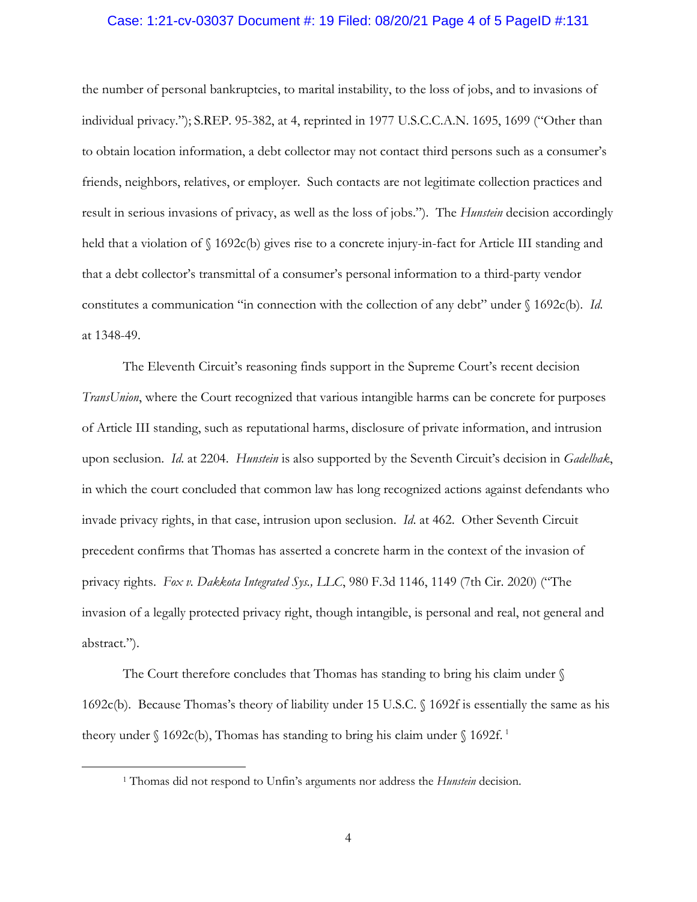the number of personal bankruptcies, to marital instability, to the loss of jobs, and to invasions of individual privacy."); S.REP. 95-382, at 4, reprinted in 1977 U.S.C.C.A.N. 1695, 1699 ("Other than to obtain location information, a debt collector may not contact third persons such as a consumer's friends, neighbors, relatives, or employer. Such contacts are not legitimate collection practices and result in serious invasions of privacy, as well as the loss of jobs."). The *Hunstein* decision accordingly held that a violation of § 1692c(b) gives rise to a concrete injury-in-fact for Article III standing and that a debt collector's transmittal of a consumer's personal information to a third-party vendor constitutes a communication "in connection with the collection of any debt" under § 1692c(b). *Id.* at 1348-49.

The Eleventh Circuit's reasoning finds support in the Supreme Court's recent decision *TransUnion*, where the Court recognized that various intangible harms can be concrete for purposes of Article III standing, such as reputational harms, disclosure of private information, and intrusion upon seclusion. *Id.* at 2204. *Hunstein* is also supported by the Seventh Circuit's decision in *Gadelhak*, in which the court concluded that common law has long recognized actions against defendants who invade privacy rights, in that case, intrusion upon seclusion. *Id.* at 462. Other Seventh Circuit precedent confirms that Thomas has asserted a concrete harm in the context of the invasion of privacy rights. *Fox v. Dakkota Integrated Sys., LLC*, 980 F.3d 1146, 1149 (7th Cir. 2020) ("The invasion of a legally protected privacy right, though intangible, is personal and real, not general and abstract.").

The Court therefore concludes that Thomas has standing to bring his claim under § 1692c(b). Because Thomas's theory of liability under 15 U.S.C. § 1692f is essentially the same as his theory under § 1692c(b), Thomas has standing to bring his claim under § 1692f.[1]

---

[1] Thomas did not respond to Unfin's arguments nor address the *Hunstein* decision.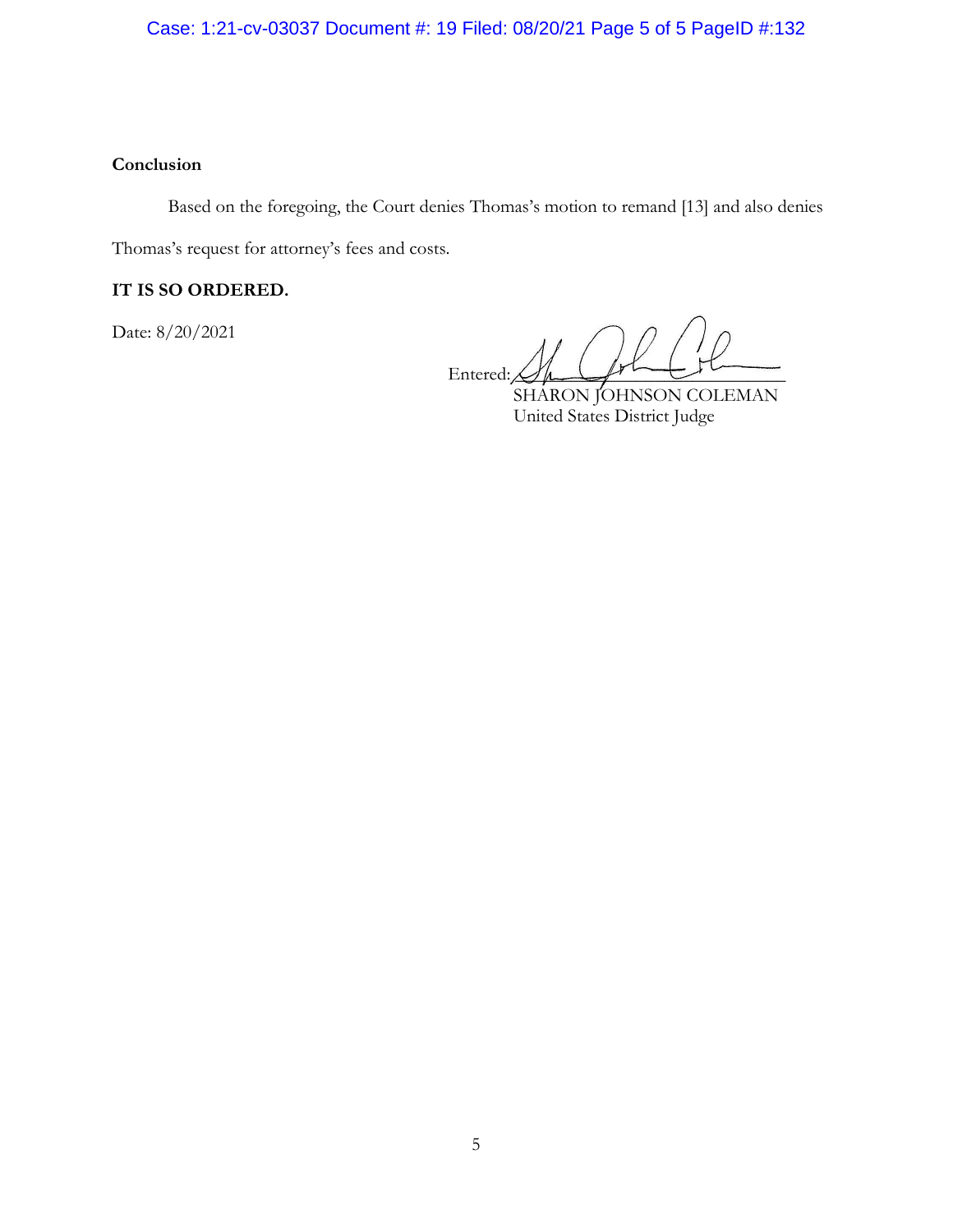**Conclusion**

Based on the foregoing, the Court denies Thomas's motion to remand [13] and also denies Thomas's request for attorney's fees and costs.

**IT IS SO ORDERED.**

Date: 8/20/2021

Entered: ______________________________
SHARON JOHNSON COLEMAN
United States District Judge